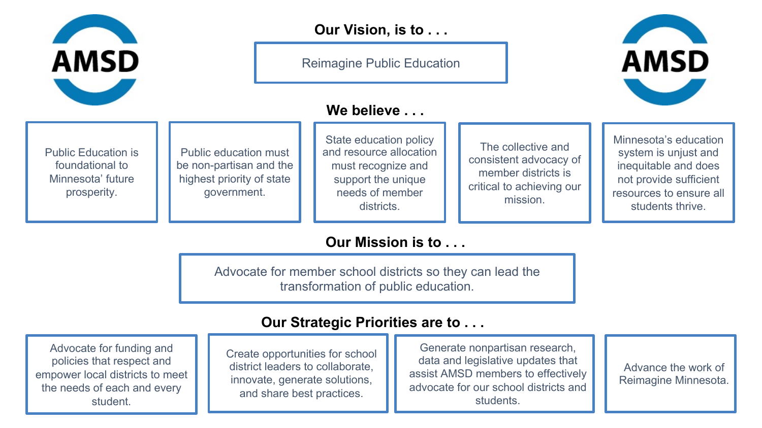AMSD

## Our Vision, is to . . .

Reimagine Public Education

## We believe . . .

- Public Education is foundational to Minnesota' future prosperity.
- Public education must be non-partisan and the highest priority of state government.
- State education policy and resource allocation must recognize and support the unique needs of member districts.
- The collective and consistent advocacy of member districts is critical to achieving our mission.
- Minnesota's education system is unjust and inequitable and does not provide sufficient resources to ensure all students thrive.

## Our Mission is to . . .

Advocate for member school districts so they can lead the transformation of public education.

## Our Strategic Priorities are to . . .

- Advocate for funding and policies that respect and empower local districts to meet the needs of each and every student.
- Create opportunities for school district leaders to collaborate, innovate, generate solutions, and share best practices.
- Generate nonpartisan research, data and legislative updates that assist AMSD members to effectively advocate for our school districts and students.
- Advance the work of Reimagine Minnesota.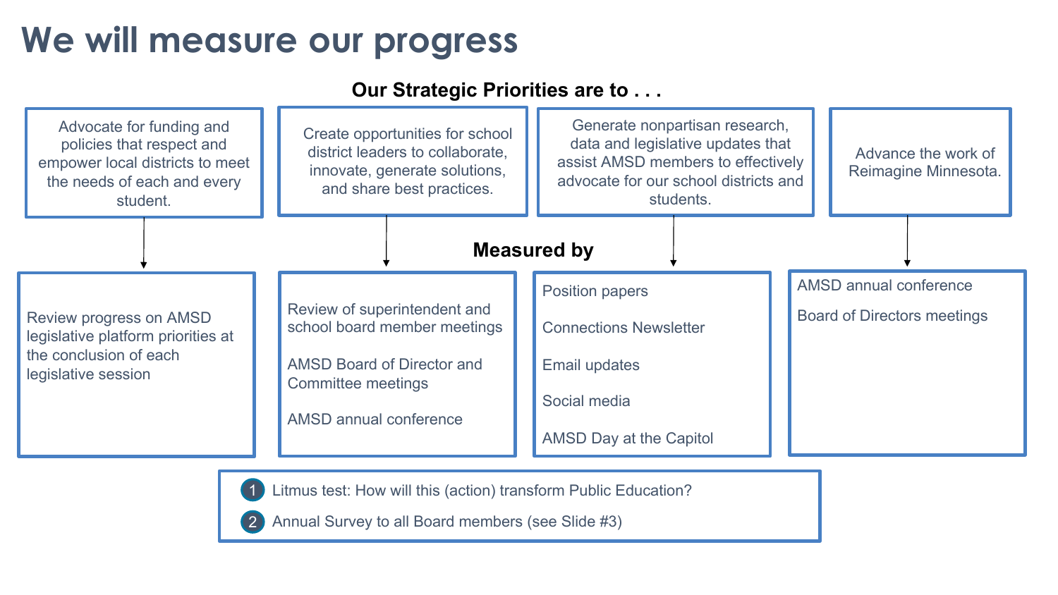# We will measure our progress

**Our Strategic Priorities are to . . .**

| Advocate for funding and policies that respect and empower local districts to meet the needs of each and every student. | Create opportunities for school district leaders to collaborate, innovate, generate solutions, and share best practices. | Generate nonpartisan research, data and legislative updates that assist AMSD members to effectively advocate for our school districts and students. | Advance the work of Reimagine Minnesota. |
|---|---|---|---|
| **Measured by** | | | |
| Review progress on AMSD legislative platform priorities at the conclusion of each legislative session | Review of superintendent and school board member meetings<br><br>AMSD Board of Director and Committee meetings<br><br>AMSD annual conference | Position papers<br><br>Connections Newsletter<br><br>Email updates<br><br>Social media<br><br>AMSD Day at the Capitol | AMSD annual conference<br><br>Board of Directors meetings |

1. Litmus test: How will this (action) transform Public Education?
2. Annual Survey to all Board members (see Slide #3)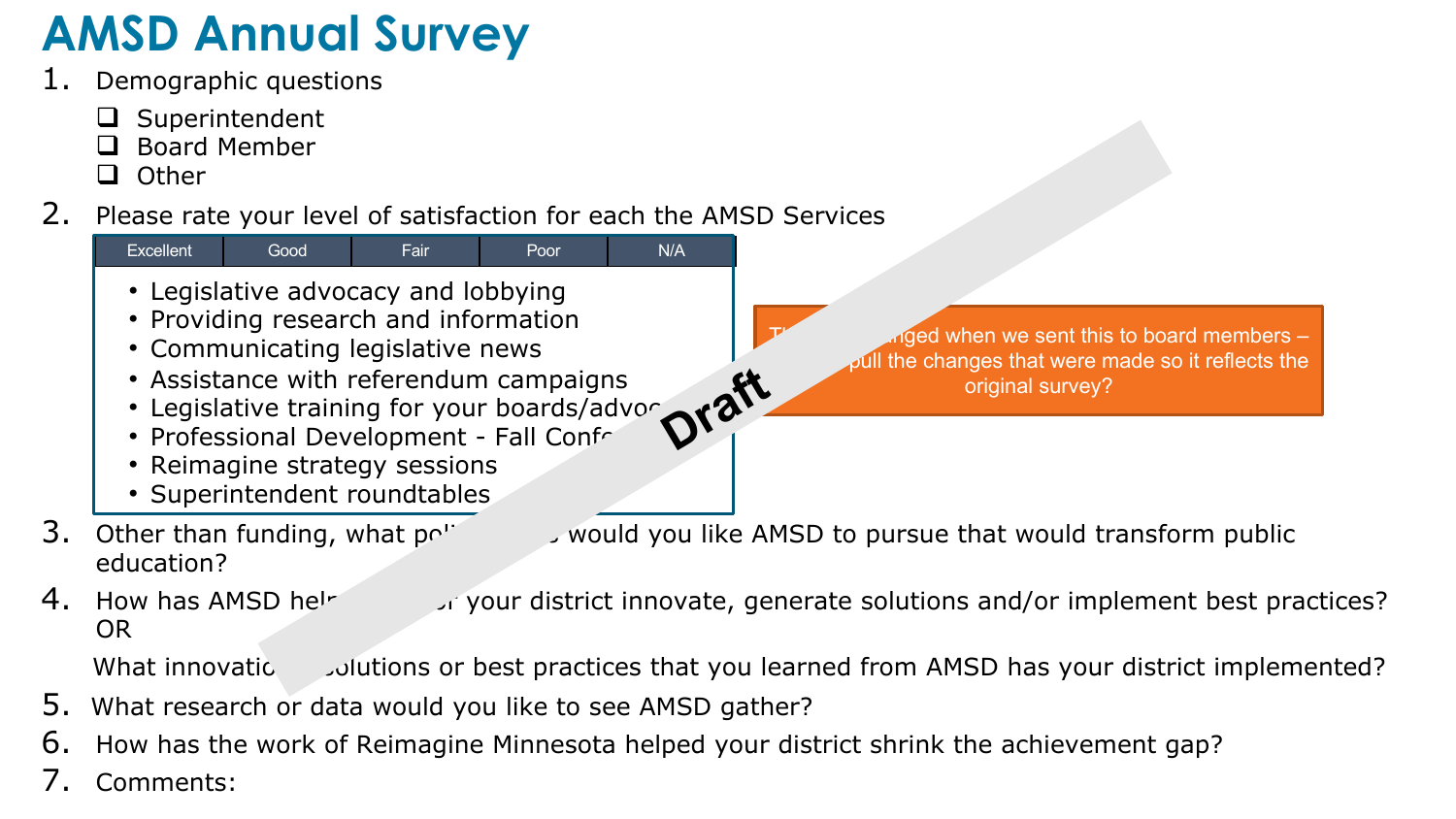# AMSD Annual Survey

1. Demographic questions
   - ❑ Superintendent
   - ❑ Board Member
   - ❑ Other
2. Please rate your level of satisfaction for each the AMSD Services

| Excellent | Good | Fair | Poor | N/A |
|---|---|---|---|---|

- Legislative advocacy and lobbying
- Providing research and information
- Communicating legislative news
- Assistance with referendum campaigns
- Legislative training for your boards/advoc
- Professional Development - Fall Confe
- Reimagine strategy sessions
- Superintendent roundtables

Th anged when we sent this to board members – pull the changes that were made so it reflects the original survey?

Draft

3. Other than funding, what pol would you like AMSD to pursue that would transform public education?
4. How has AMSD hel or your district innovate, generate solutions and/or implement best practices? OR

   What innovatio solutions or best practices that you learned from AMSD has your district implemented?
5. What research or data would you like to see AMSD gather?
6. How has the work of Reimagine Minnesota helped your district shrink the achievement gap?
7. Comments: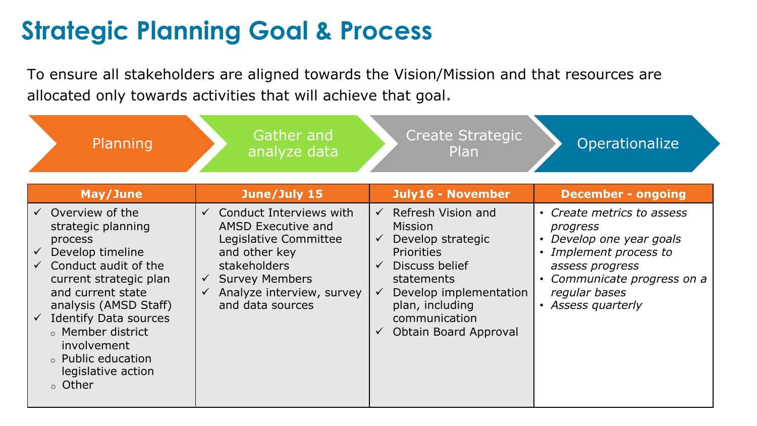# Strategic Planning Goal & Process

To ensure all stakeholders are aligned towards the Vision/Mission and that resources are allocated only towards activities that will achieve that goal.

Planning → Gather and analyze data → Create Strategic Plan → Operationalize

| May/June | June/July 15 | July16 - November | December - ongoing |
|---|---|---|---|
| ✓ Overview of the strategic planning process<br>✓ Develop timeline<br>✓ Conduct audit of the current strategic plan and current state analysis (AMSD Staff)<br>✓ Identify Data sources<br>○ Member district involvement<br>○ Public education legislative action<br>○ Other | ✓ Conduct Interviews with AMSD Executive and Legislative Committee and other key stakeholders<br>✓ Survey Members<br>✓ Analyze interview, survey and data sources | ✓ Refresh Vision and Mission<br>✓ Develop strategic Priorities<br>✓ Discuss belief statements<br>✓ Develop implementation plan, including communication<br>✓ Obtain Board Approval | • *Create metrics to assess progress*<br>• *Develop one year goals*<br>• *Implement process to assess progress*<br>• *Communicate progress on a regular bases*<br>• *Assess quarterly* |